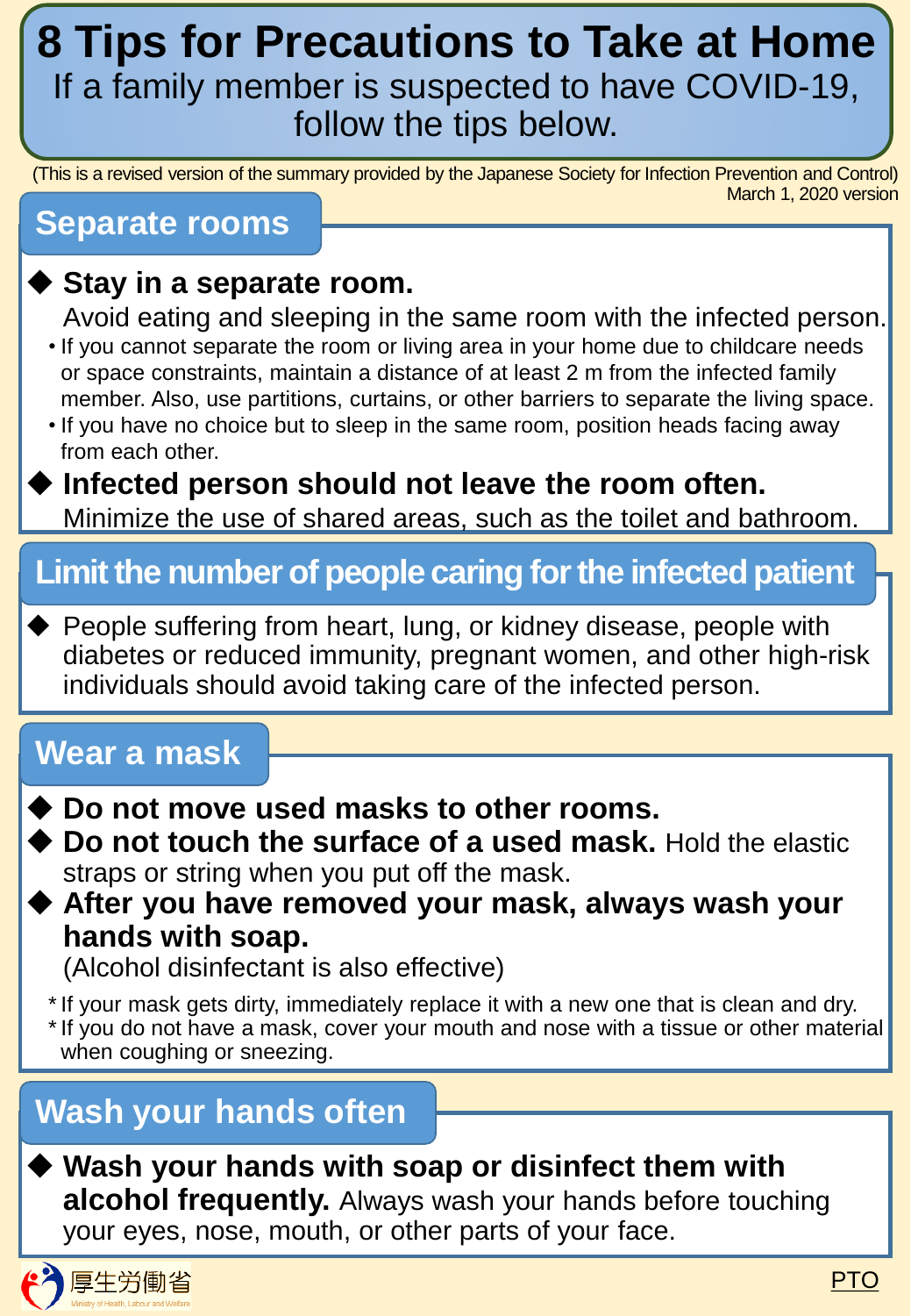# 8 Tips for Precautions to Take at Home

If a family member is suspected to have COVID-19, follow the tips below.

(This is a revised version of the summary provided by the Japanese Society for Infection Prevention and Control)
March 1, 2020 version

## Separate rooms

◆ **Stay in a separate room.**
Avoid eating and sleeping in the same room with the infected person.

- If you cannot separate the room or living area in your home due to childcare needs or space constraints, maintain a distance of at least 2 m from the infected family member. Also, use partitions, curtains, or other barriers to separate the living space.
- If you have no choice but to sleep in the same room, position heads facing away from each other.

◆ **Infected person should not leave the room often.**
Minimize the use of shared areas, such as the toilet and bathroom.

## Limit the number of people caring for the infected patient

◆ People suffering from heart, lung, or kidney disease, people with diabetes or reduced immunity, pregnant women, and other high-risk individuals should avoid taking care of the infected person.

## Wear a mask

◆ **Do not move used masks to other rooms.**

◆ **Do not touch the surface of a used mask.** Hold the elastic straps or string when you put off the mask.

◆ **After you have removed your mask, always wash your hands with soap.**
(Alcohol disinfectant is also effective)

* If your mask gets dirty, immediately replace it with a new one that is clean and dry.
* If you do not have a mask, cover your mouth and nose with a tissue or other material when coughing or sneezing.

## Wash your hands often

◆ **Wash your hands with soap or disinfect them with alcohol frequently.** Always wash your hands before touching your eyes, nose, mouth, or other parts of your face.

厚生労働省
Ministry of Health, Labour and Welfare

PTO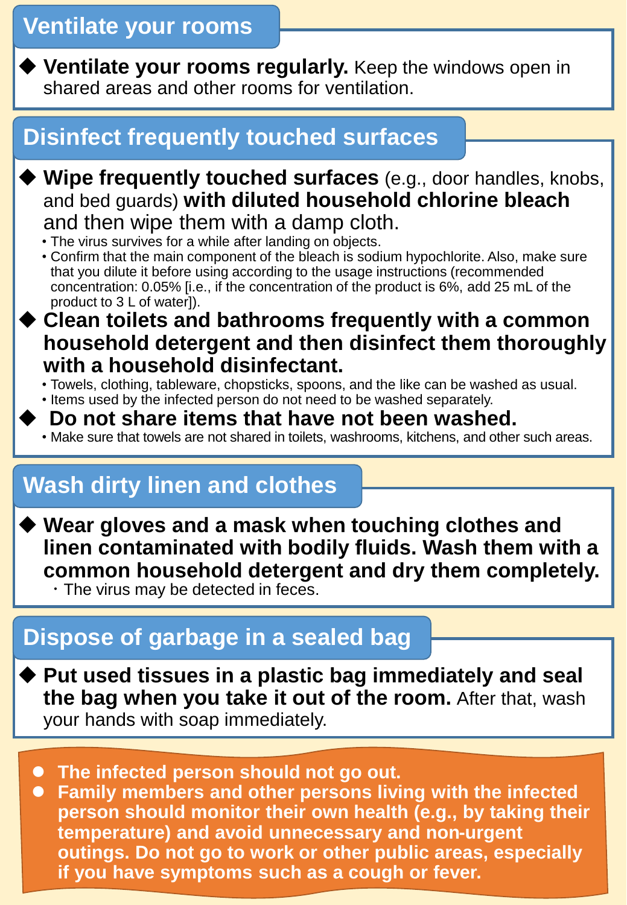## Ventilate your rooms

- **Ventilate your rooms regularly.** Keep the windows open in shared areas and other rooms for ventilation.

## Disinfect frequently touched surfaces

- **Wipe frequently touched surfaces** (e.g., door handles, knobs, and bed guards) **with diluted household chlorine bleach** and then wipe them with a damp cloth.
  - The virus survives for a while after landing on objects.
  - Confirm that the main component of the bleach is sodium hypochlorite. Also, make sure that you dilute it before using according to the usage instructions (recommended concentration: 0.05% [i.e., if the concentration of the product is 6%, add 25 mL of the product to 3 L of water]).
- **Clean toilets and bathrooms frequently with a common household detergent and then disinfect them thoroughly with a household disinfectant.**
  - Towels, clothing, tableware, chopsticks, spoons, and the like can be washed as usual.
  - Items used by the infected person do not need to be washed separately.
- **Do not share items that have not been washed.**
  - Make sure that towels are not shared in toilets, washrooms, kitchens, and other such areas.

## Wash dirty linen and clothes

- **Wear gloves and a mask when touching clothes and linen contaminated with bodily fluids. Wash them with a common household detergent and dry them completely.**
  - The virus may be detected in feces.

## Dispose of garbage in a sealed bag

- **Put used tissues in a plastic bag immediately and seal the bag when you take it out of the room.** After that, wash your hands with soap immediately.

---

- **The infected person should not go out.**
- **Family members and other persons living with the infected person should monitor their own health (e.g., by taking their temperature) and avoid unnecessary and non-urgent outings. Do not go to work or other public areas, especially if you have symptoms such as a cough or fever.**